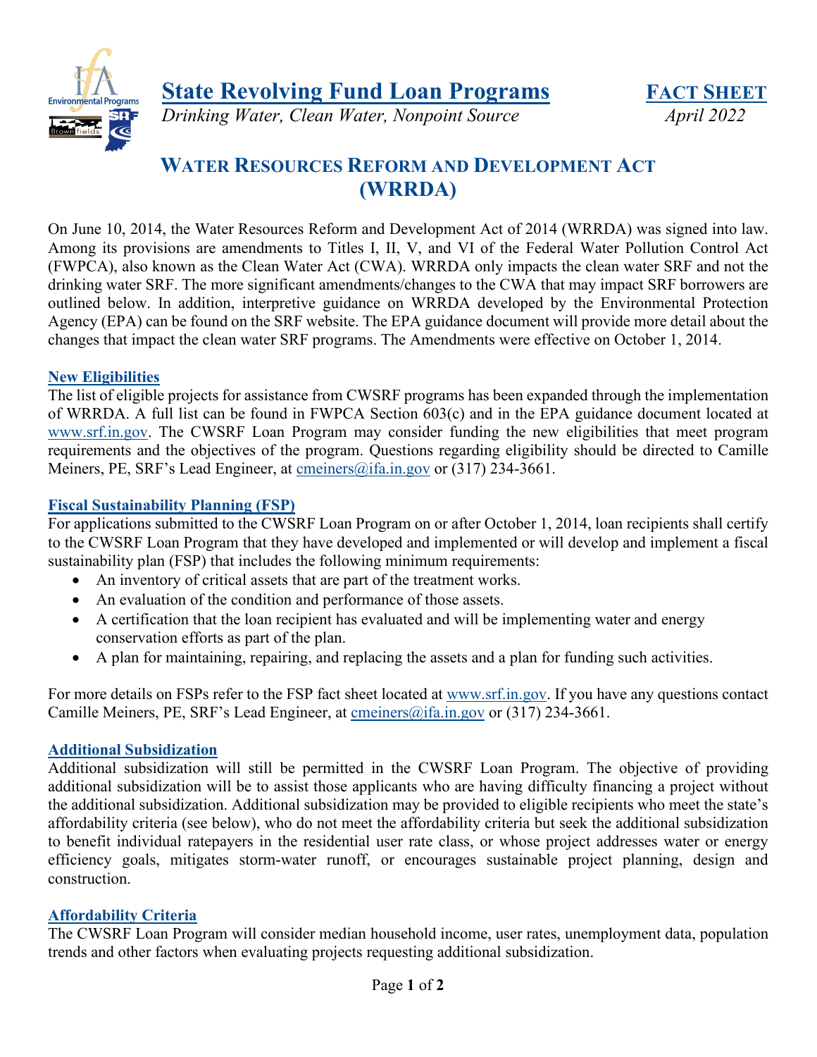# State Revolving Fund Loan Programs

*Drinking Water, Clean Water, Nonpoint Source*

**FACT SHEET**

*April 2022*

## WATER RESOURCES REFORM AND DEVELOPMENT ACT (WRRDA)

On June 10, 2014, the Water Resources Reform and Development Act of 2014 (WRRDA) was signed into law. Among its provisions are amendments to Titles I, II, V, and VI of the Federal Water Pollution Control Act (FWPCA), also known as the Clean Water Act (CWA). WRRDA only impacts the clean water SRF and not the drinking water SRF. The more significant amendments/changes to the CWA that may impact SRF borrowers are outlined below. In addition, interpretive guidance on WRRDA developed by the Environmental Protection Agency (EPA) can be found on the SRF website. The EPA guidance document will provide more detail about the changes that impact the clean water SRF programs. The Amendments were effective on October 1, 2014.

### New Eligibilities

The list of eligible projects for assistance from CWSRF programs has been expanded through the implementation of WRRDA. A full list can be found in FWPCA Section 603(c) and in the EPA guidance document located at www.srf.in.gov. The CWSRF Loan Program may consider funding the new eligibilities that meet program requirements and the objectives of the program. Questions regarding eligibility should be directed to Camille Meiners, PE, SRF's Lead Engineer, at cmeiners@ifa.in.gov or (317) 234-3661.

### Fiscal Sustainability Planning (FSP)

For applications submitted to the CWSRF Loan Program on or after October 1, 2014, loan recipients shall certify to the CWSRF Loan Program that they have developed and implemented or will develop and implement a fiscal sustainability plan (FSP) that includes the following minimum requirements:

- An inventory of critical assets that are part of the treatment works.
- An evaluation of the condition and performance of those assets.
- A certification that the loan recipient has evaluated and will be implementing water and energy conservation efforts as part of the plan.
- A plan for maintaining, repairing, and replacing the assets and a plan for funding such activities.

For more details on FSPs refer to the FSP fact sheet located at www.srf.in.gov. If you have any questions contact Camille Meiners, PE, SRF's Lead Engineer, at cmeiners@ifa.in.gov or (317) 234-3661.

### Additional Subsidization

Additional subsidization will still be permitted in the CWSRF Loan Program. The objective of providing additional subsidization will be to assist those applicants who are having difficulty financing a project without the additional subsidization. Additional subsidization may be provided to eligible recipients who meet the state's affordability criteria (see below), who do not meet the affordability criteria but seek the additional subsidization to benefit individual ratepayers in the residential user rate class, or whose project addresses water or energy efficiency goals, mitigates storm-water runoff, or encourages sustainable project planning, design and construction.

### Affordability Criteria

The CWSRF Loan Program will consider median household income, user rates, unemployment data, population trends and other factors when evaluating projects requesting additional subsidization.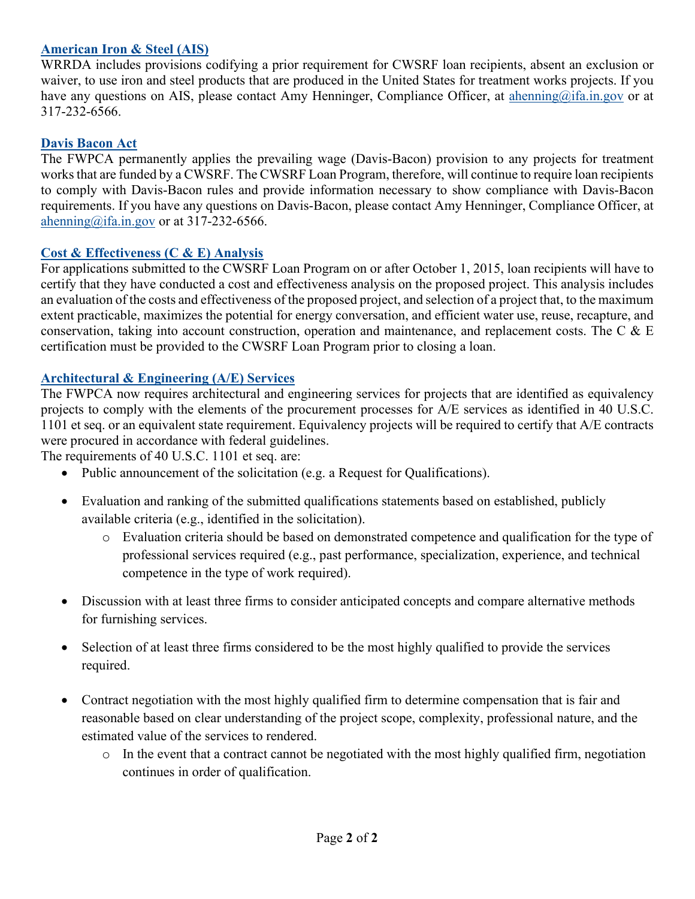## American Iron & Steel (AIS)

WRRDA includes provisions codifying a prior requirement for CWSRF loan recipients, absent an exclusion or waiver, to use iron and steel products that are produced in the United States for treatment works projects. If you have any questions on AIS, please contact Amy Henninger, Compliance Officer, at ahenning@ifa.in.gov or at 317-232-6566.

## Davis Bacon Act

The FWPCA permanently applies the prevailing wage (Davis-Bacon) provision to any projects for treatment works that are funded by a CWSRF. The CWSRF Loan Program, therefore, will continue to require loan recipients to comply with Davis-Bacon rules and provide information necessary to show compliance with Davis-Bacon requirements. If you have any questions on Davis-Bacon, please contact Amy Henninger, Compliance Officer, at ahenning@ifa.in.gov or at 317-232-6566.

## Cost & Effectiveness (C & E) Analysis

For applications submitted to the CWSRF Loan Program on or after October 1, 2015, loan recipients will have to certify that they have conducted a cost and effectiveness analysis on the proposed project. This analysis includes an evaluation of the costs and effectiveness of the proposed project, and selection of a project that, to the maximum extent practicable, maximizes the potential for energy conversation, and efficient water use, reuse, recapture, and conservation, taking into account construction, operation and maintenance, and replacement costs. The C & E certification must be provided to the CWSRF Loan Program prior to closing a loan.

## Architectural & Engineering (A/E) Services

The FWPCA now requires architectural and engineering services for projects that are identified as equivalency projects to comply with the elements of the procurement processes for A/E services as identified in 40 U.S.C. 1101 et seq. or an equivalent state requirement. Equivalency projects will be required to certify that A/E contracts were procured in accordance with federal guidelines.

The requirements of 40 U.S.C. 1101 et seq. are:

- Public announcement of the solicitation (e.g. a Request for Qualifications).
- Evaluation and ranking of the submitted qualifications statements based on established, publicly available criteria (e.g., identified in the solicitation).
  - Evaluation criteria should be based on demonstrated competence and qualification for the type of professional services required (e.g., past performance, specialization, experience, and technical competence in the type of work required).
- Discussion with at least three firms to consider anticipated concepts and compare alternative methods for furnishing services.
- Selection of at least three firms considered to be the most highly qualified to provide the services required.
- Contract negotiation with the most highly qualified firm to determine compensation that is fair and reasonable based on clear understanding of the project scope, complexity, professional nature, and the estimated value of the services to rendered.
  - In the event that a contract cannot be negotiated with the most highly qualified firm, negotiation continues in order of qualification.